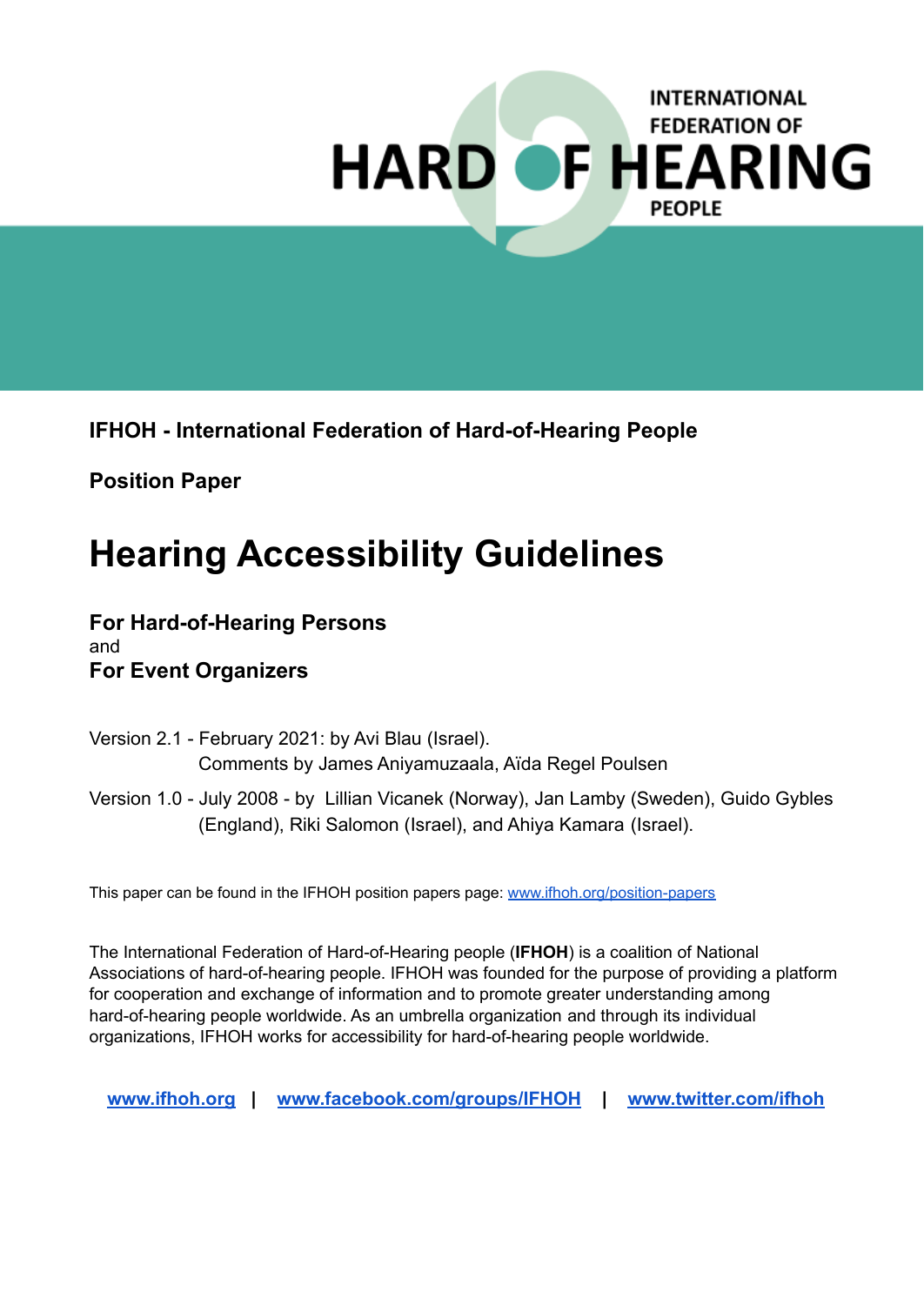INTERNATIONAL FEDERATION OF HARD OF HEARING PEOPLE

**IFHOH - International Federation of Hard-of-Hearing People**

**Position Paper**

# Hearing Accessibility Guidelines

**For Hard-of-Hearing Persons**
and
**For Event Organizers**

Version 2.1 - February 2021: by Avi Blau (Israel).
Comments by James Aniyamuzaala, Aïda Regel Poulsen

Version 1.0 - July 2008 - by Lillian Vicanek (Norway), Jan Lamby (Sweden), Guido Gybles (England), Riki Salomon (Israel), and Ahiya Kamara (Israel).

This paper can be found in the IFHOH position papers page: [www.ifhoh.org/position-papers](www.ifhoh.org/position-papers)

The International Federation of Hard-of-Hearing people (**IFHOH**) is a coalition of National Associations of hard-of-hearing people. IFHOH was founded for the purpose of providing a platform for cooperation and exchange of information and to promote greater understanding among hard-of-hearing people worldwide. As an umbrella organization and through its individual organizations, IFHOH works for accessibility for hard-of-hearing people worldwide.

**[www.ifhoh.org](www.ifhoh.org)** | **[www.facebook.com/groups/IFHOH](www.facebook.com/groups/IFHOH)** | **[www.twitter.com/ifhoh](www.twitter.com/ifhoh)**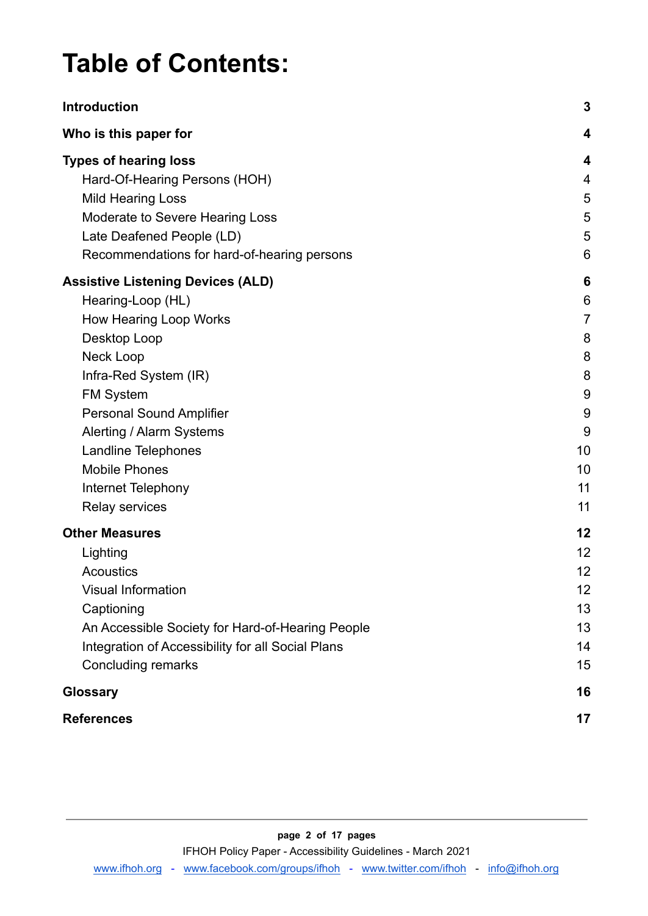# Table of Contents:

| | |
|---|---|
| **Introduction** | **3** |
| **Who is this paper for** | **4** |
| **Types of hearing loss** | **4** |
| Hard-Of-Hearing Persons (HOH) | 4 |
| Mild Hearing Loss | 5 |
| Moderate to Severe Hearing Loss | 5 |
| Late Deafened People (LD) | 5 |
| Recommendations for hard-of-hearing persons | 6 |
| **Assistive Listening Devices (ALD)** | **6** |
| Hearing-Loop (HL) | 6 |
| How Hearing Loop Works | 7 |
| Desktop Loop | 8 |
| Neck Loop | 8 |
| Infra-Red System (IR) | 8 |
| FM System | 9 |
| Personal Sound Amplifier | 9 |
| Alerting / Alarm Systems | 9 |
| Landline Telephones | 10 |
| Mobile Phones | 10 |
| Internet Telephony | 11 |
| Relay services | 11 |
| **Other Measures** | **12** |
| Lighting | 12 |
| Acoustics | 12 |
| Visual Information | 12 |
| Captioning | 13 |
| An Accessible Society for Hard-of-Hearing People | 13 |
| Integration of Accessibility for all Social Plans | 14 |
| Concluding remarks | 15 |
| **Glossary** | **16** |
| **References** | **17** |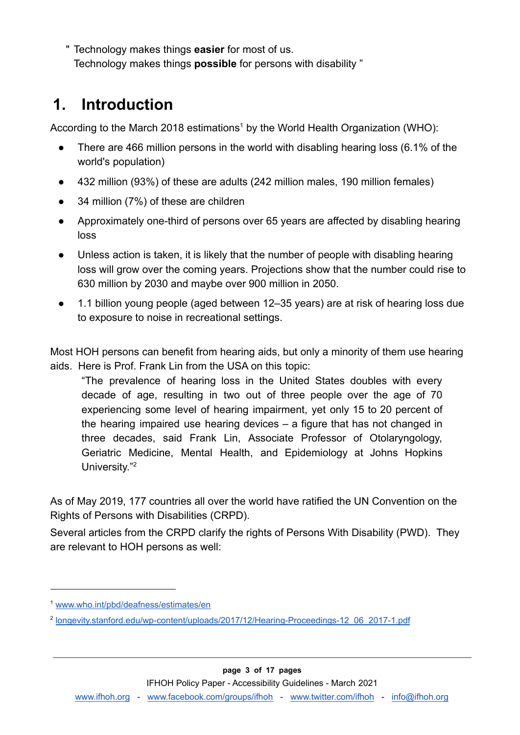" Technology makes things **easier** for most of us.
Technology makes things **possible** for persons with disability "

# 1. Introduction

According to the March 2018 estimations[1] by the World Health Organization (WHO):

- There are 466 million persons in the world with disabling hearing loss (6.1% of the world's population)
- 432 million (93%) of these are adults (242 million males, 190 million females)
- 34 million (7%) of these are children
- Approximately one-third of persons over 65 years are affected by disabling hearing loss
- Unless action is taken, it is likely that the number of people with disabling hearing loss will grow over the coming years. Projections show that the number could rise to 630 million by 2030 and maybe over 900 million in 2050.
- 1.1 billion young people (aged between 12–35 years) are at risk of hearing loss due to exposure to noise in recreational settings.

Most HOH persons can benefit from hearing aids, but only a minority of them use hearing aids. Here is Prof. Frank Lin from the USA on this topic:

> "The prevalence of hearing loss in the United States doubles with every decade of age, resulting in two out of three people over the age of 70 experiencing some level of hearing impairment, yet only 15 to 20 percent of the hearing impaired use hearing devices – a figure that has not changed in three decades, said Frank Lin, Associate Professor of Otolaryngology, Geriatric Medicine, Mental Health, and Epidemiology at Johns Hopkins University."[2]

As of May 2019, 177 countries all over the world have ratified the UN Convention on the Rights of Persons with Disabilities (CRPD).

Several articles from the CRPD clarify the rights of Persons With Disability (PWD). They are relevant to HOH persons as well:

---

[1] www.who.int/pbd/deafness/estimates/en

[2] longevity.stanford.edu/wp-content/uploads/2017/12/Hearing-Proceedings-12_06_2017-1.pdf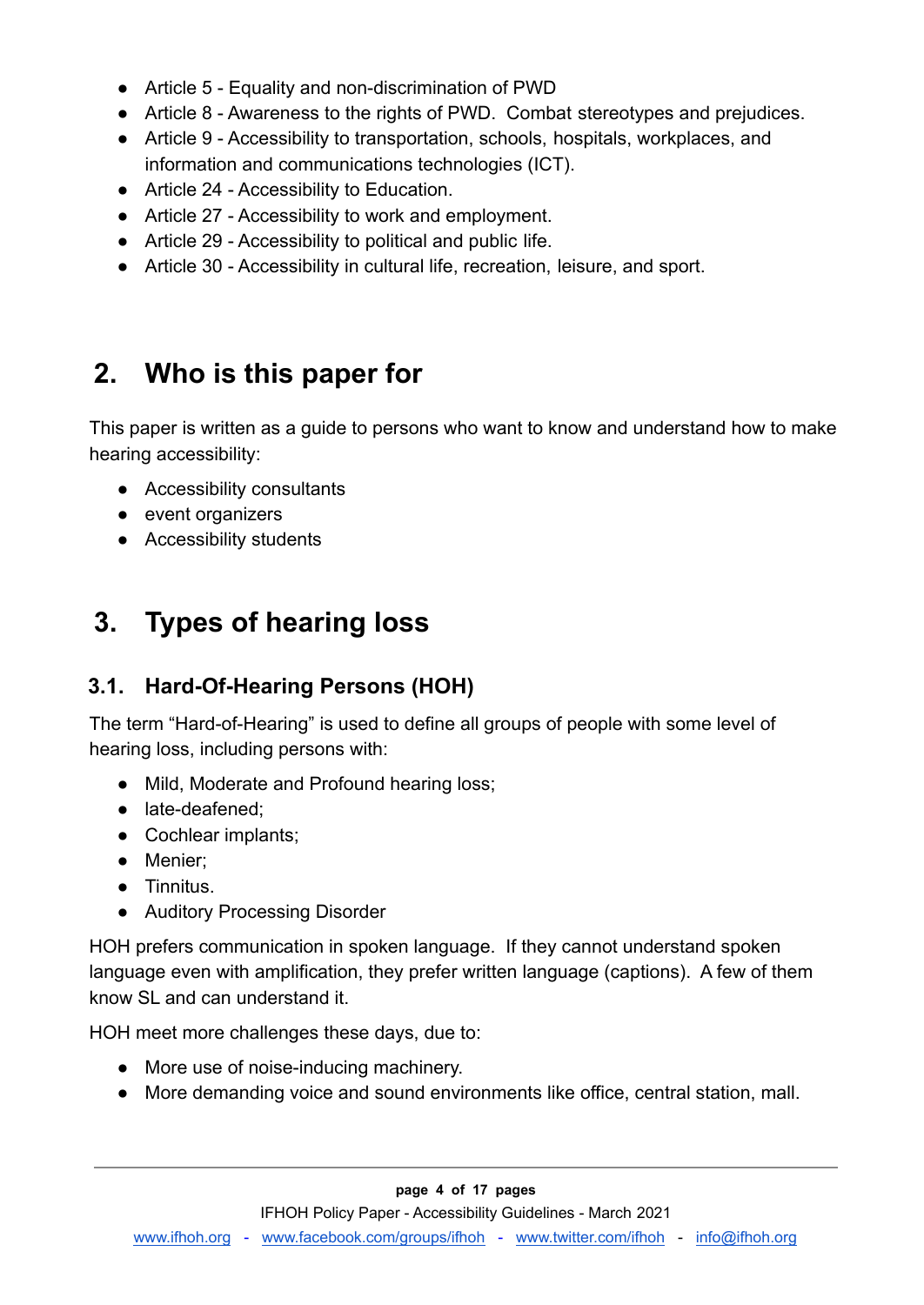- Article 5 - Equality and non-discrimination of PWD
- Article 8 - Awareness to the rights of PWD. Combat stereotypes and prejudices.
- Article 9 - Accessibility to transportation, schools, hospitals, workplaces, and information and communications technologies (ICT).
- Article 24 - Accessibility to Education.
- Article 27 - Accessibility to work and employment.
- Article 29 - Accessibility to political and public life.
- Article 30 - Accessibility in cultural life, recreation, leisure, and sport.

## 2. Who is this paper for

This paper is written as a guide to persons who want to know and understand how to make hearing accessibility:

- Accessibility consultants
- event organizers
- Accessibility students

## 3. Types of hearing loss

### 3.1. Hard-Of-Hearing Persons (HOH)

The term "Hard-of-Hearing" is used to define all groups of people with some level of hearing loss, including persons with:

- Mild, Moderate and Profound hearing loss;
- late-deafened;
- Cochlear implants;
- Menier;
- Tinnitus.
- Auditory Processing Disorder

HOH prefers communication in spoken language. If they cannot understand spoken language even with amplification, they prefer written language (captions). A few of them know SL and can understand it.

HOH meet more challenges these days, due to:

- More use of noise-inducing machinery.
- More demanding voice and sound environments like office, central station, mall.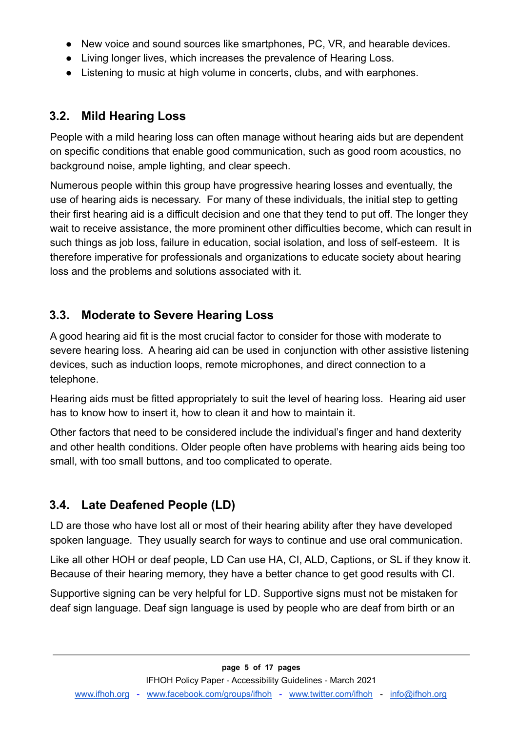- New voice and sound sources like smartphones, PC, VR, and hearable devices.
- Living longer lives, which increases the prevalence of Hearing Loss.
- Listening to music at high volume in concerts, clubs, and with earphones.

## 3.2. Mild Hearing Loss

People with a mild hearing loss can often manage without hearing aids but are dependent on specific conditions that enable good communication, such as good room acoustics, no background noise, ample lighting, and clear speech.

Numerous people within this group have progressive hearing losses and eventually, the use of hearing aids is necessary. For many of these individuals, the initial step to getting their first hearing aid is a difficult decision and one that they tend to put off. The longer they wait to receive assistance, the more prominent other difficulties become, which can result in such things as job loss, failure in education, social isolation, and loss of self-esteem. It is therefore imperative for professionals and organizations to educate society about hearing loss and the problems and solutions associated with it.

## 3.3. Moderate to Severe Hearing Loss

A good hearing aid fit is the most crucial factor to consider for those with moderate to severe hearing loss. A hearing aid can be used in conjunction with other assistive listening devices, such as induction loops, remote microphones, and direct connection to a telephone.

Hearing aids must be fitted appropriately to suit the level of hearing loss. Hearing aid user has to know how to insert it, how to clean it and how to maintain it.

Other factors that need to be considered include the individual's finger and hand dexterity and other health conditions. Older people often have problems with hearing aids being too small, with too small buttons, and too complicated to operate.

## 3.4. Late Deafened People (LD)

LD are those who have lost all or most of their hearing ability after they have developed spoken language. They usually search for ways to continue and use oral communication.

Like all other HOH or deaf people, LD Can use HA, CI, ALD, Captions, or SL if they know it. Because of their hearing memory, they have a better chance to get good results with CI.

Supportive signing can be very helpful for LD. Supportive signs must not be mistaken for deaf sign language. Deaf sign language is used by people who are deaf from birth or an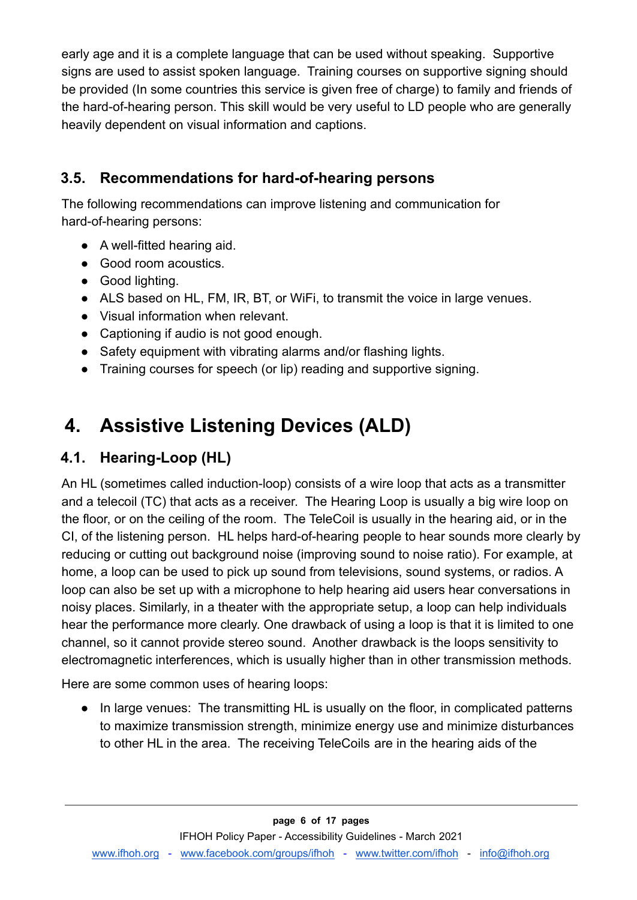early age and it is a complete language that can be used without speaking. Supportive signs are used to assist spoken language. Training courses on supportive signing should be provided (In some countries this service is given free of charge) to family and friends of the hard-of-hearing person. This skill would be very useful to LD people who are generally heavily dependent on visual information and captions.

### 3.5. Recommendations for hard-of-hearing persons

The following recommendations can improve listening and communication for hard-of-hearing persons:

- A well-fitted hearing aid.
- Good room acoustics.
- Good lighting.
- ALS based on HL, FM, IR, BT, or WiFi, to transmit the voice in large venues.
- Visual information when relevant.
- Captioning if audio is not good enough.
- Safety equipment with vibrating alarms and/or flashing lights.
- Training courses for speech (or lip) reading and supportive signing.

## 4. Assistive Listening Devices (ALD)

### 4.1. Hearing-Loop (HL)

An HL (sometimes called induction-loop) consists of a wire loop that acts as a transmitter and a telecoil (TC) that acts as a receiver. The Hearing Loop is usually a big wire loop on the floor, or on the ceiling of the room. The TeleCoil is usually in the hearing aid, or in the CI, of the listening person. HL helps hard-of-hearing people to hear sounds more clearly by reducing or cutting out background noise (improving sound to noise ratio). For example, at home, a loop can be used to pick up sound from televisions, sound systems, or radios. A loop can also be set up with a microphone to help hearing aid users hear conversations in noisy places. Similarly, in a theater with the appropriate setup, a loop can help individuals hear the performance more clearly. One drawback of using a loop is that it is limited to one channel, so it cannot provide stereo sound. Another drawback is the loops sensitivity to electromagnetic interferences, which is usually higher than in other transmission methods.

Here are some common uses of hearing loops:

- In large venues: The transmitting HL is usually on the floor, in complicated patterns to maximize transmission strength, minimize energy use and minimize disturbances to other HL in the area. The receiving TeleCoils are in the hearing aids of the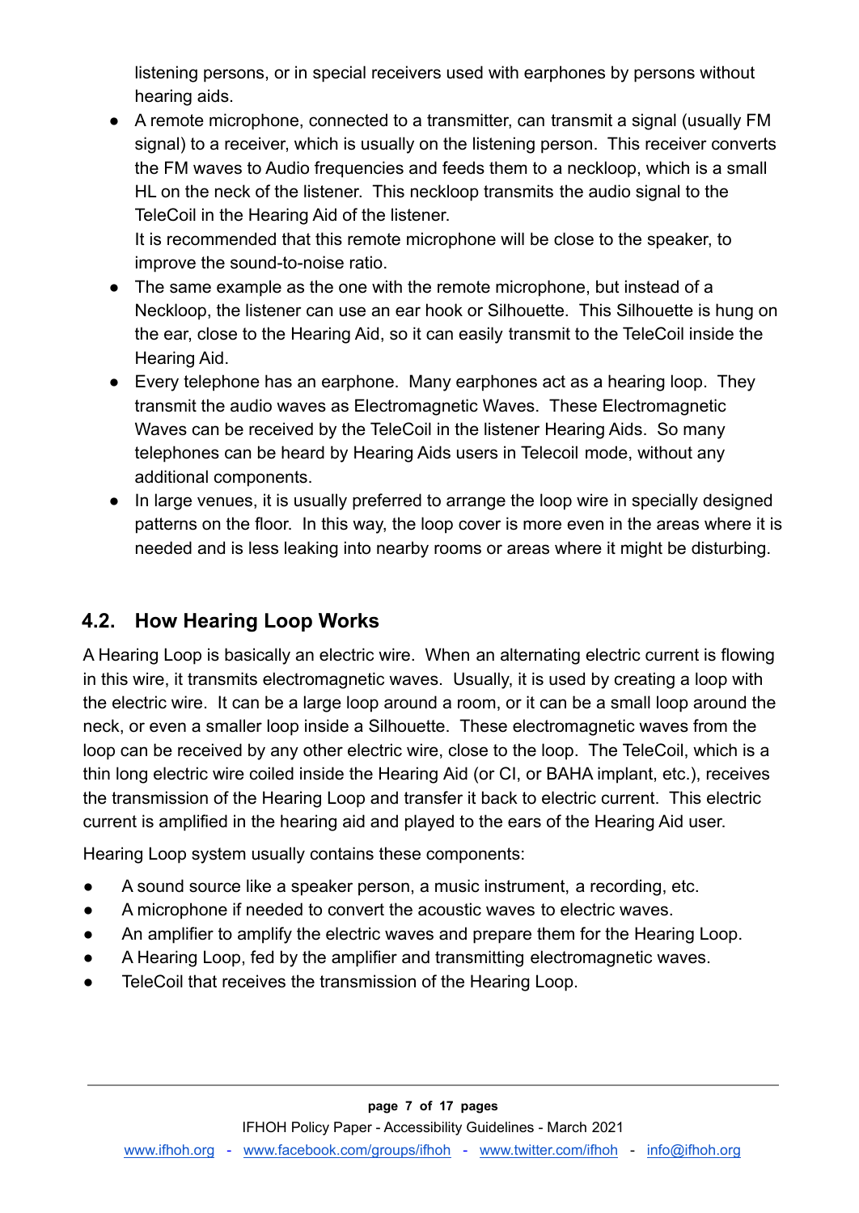listening persons, or in special receivers used with earphones by persons without hearing aids.

- A remote microphone, connected to a transmitter, can transmit a signal (usually FM signal) to a receiver, which is usually on the listening person. This receiver converts the FM waves to Audio frequencies and feeds them to a neckloop, which is a small HL on the neck of the listener. This neckloop transmits the audio signal to the TeleCoil in the Hearing Aid of the listener.
  It is recommended that this remote microphone will be close to the speaker, to improve the sound-to-noise ratio.
- The same example as the one with the remote microphone, but instead of a Neckloop, the listener can use an ear hook or Silhouette. This Silhouette is hung on the ear, close to the Hearing Aid, so it can easily transmit to the TeleCoil inside the Hearing Aid.
- Every telephone has an earphone. Many earphones act as a hearing loop. They transmit the audio waves as Electromagnetic Waves. These Electromagnetic Waves can be received by the TeleCoil in the listener Hearing Aids. So many telephones can be heard by Hearing Aids users in Telecoil mode, without any additional components.
- In large venues, it is usually preferred to arrange the loop wire in specially designed patterns on the floor. In this way, the loop cover is more even in the areas where it is needed and is less leaking into nearby rooms or areas where it might be disturbing.

## 4.2. How Hearing Loop Works

A Hearing Loop is basically an electric wire. When an alternating electric current is flowing in this wire, it transmits electromagnetic waves. Usually, it is used by creating a loop with the electric wire. It can be a large loop around a room, or it can be a small loop around the neck, or even a smaller loop inside a Silhouette. These electromagnetic waves from the loop can be received by any other electric wire, close to the loop. The TeleCoil, which is a thin long electric wire coiled inside the Hearing Aid (or CI, or BAHA implant, etc.), receives the transmission of the Hearing Loop and transfer it back to electric current. This electric current is amplified in the hearing aid and played to the ears of the Hearing Aid user.

Hearing Loop system usually contains these components:

- A sound source like a speaker person, a music instrument, a recording, etc.
- A microphone if needed to convert the acoustic waves to electric waves.
- An amplifier to amplify the electric waves and prepare them for the Hearing Loop.
- A Hearing Loop, fed by the amplifier and transmitting electromagnetic waves.
- TeleCoil that receives the transmission of the Hearing Loop.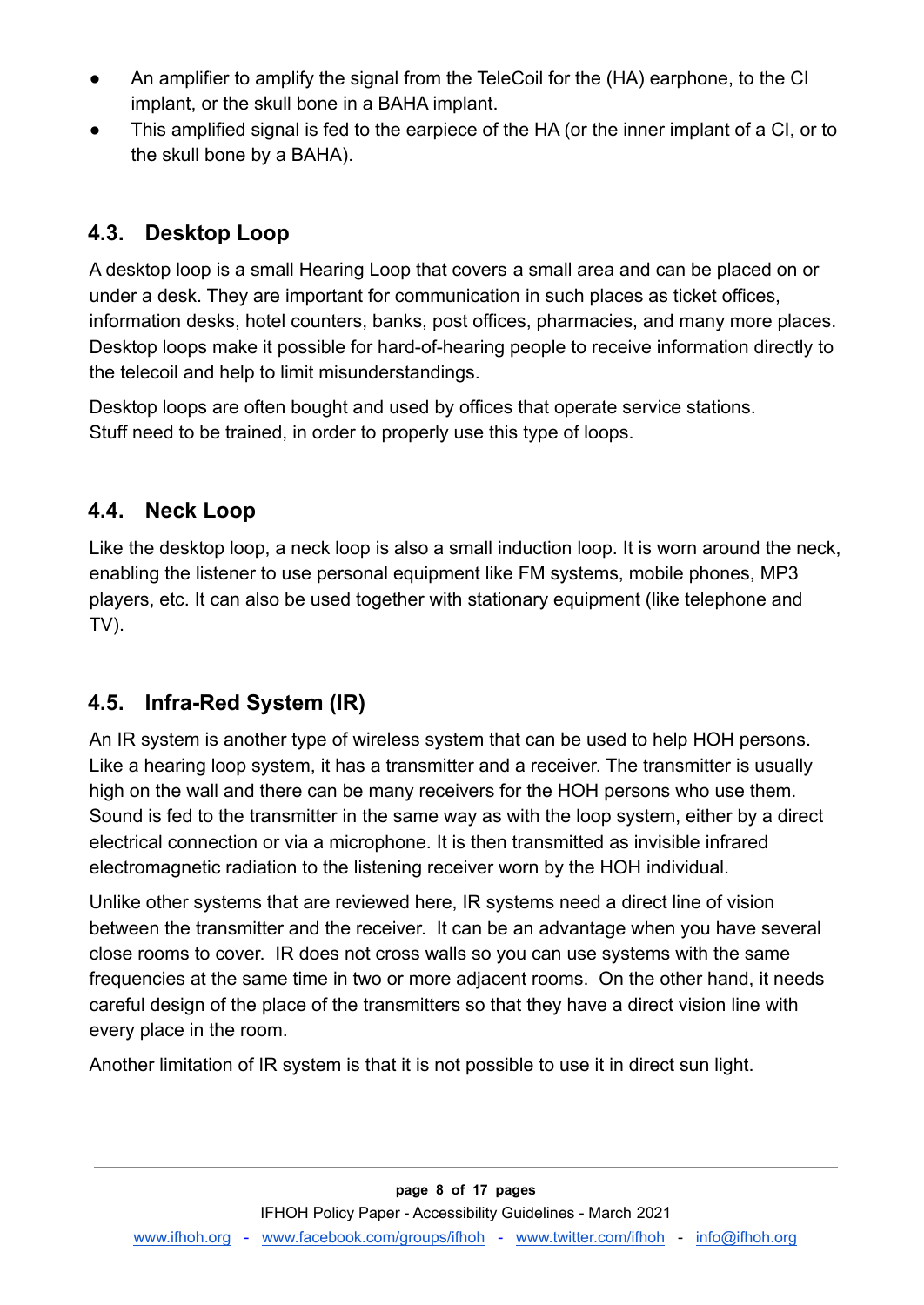- An amplifier to amplify the signal from the TeleCoil for the (HA) earphone, to the CI implant, or the skull bone in a BAHA implant.
- This amplified signal is fed to the earpiece of the HA (or the inner implant of a CI, or to the skull bone by a BAHA).

## 4.3. Desktop Loop

A desktop loop is a small Hearing Loop that covers a small area and can be placed on or under a desk. They are important for communication in such places as ticket offices, information desks, hotel counters, banks, post offices, pharmacies, and many more places. Desktop loops make it possible for hard-of-hearing people to receive information directly to the telecoil and help to limit misunderstandings.

Desktop loops are often bought and used by offices that operate service stations. Stuff need to be trained, in order to properly use this type of loops.

## 4.4. Neck Loop

Like the desktop loop, a neck loop is also a small induction loop. It is worn around the neck, enabling the listener to use personal equipment like FM systems, mobile phones, MP3 players, etc. It can also be used together with stationary equipment (like telephone and TV).

## 4.5. Infra-Red System (IR)

An IR system is another type of wireless system that can be used to help HOH persons. Like a hearing loop system, it has a transmitter and a receiver. The transmitter is usually high on the wall and there can be many receivers for the HOH persons who use them. Sound is fed to the transmitter in the same way as with the loop system, either by a direct electrical connection or via a microphone. It is then transmitted as invisible infrared electromagnetic radiation to the listening receiver worn by the HOH individual.

Unlike other systems that are reviewed here, IR systems need a direct line of vision between the transmitter and the receiver. It can be an advantage when you have several close rooms to cover. IR does not cross walls so you can use systems with the same frequencies at the same time in two or more adjacent rooms. On the other hand, it needs careful design of the place of the transmitters so that they have a direct vision line with every place in the room.

Another limitation of IR system is that it is not possible to use it in direct sun light.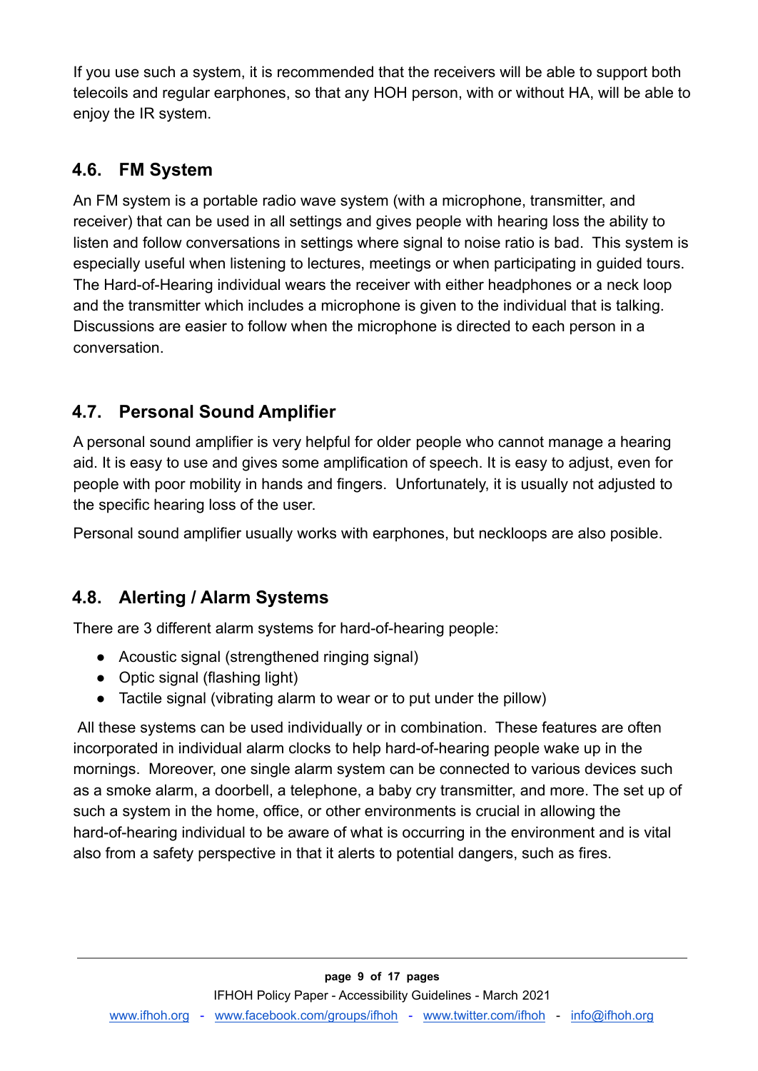If you use such a system, it is recommended that the receivers will be able to support both telecoils and regular earphones, so that any HOH person, with or without HA, will be able to enjoy the IR system.

### 4.6. FM System

An FM system is a portable radio wave system (with a microphone, transmitter, and receiver) that can be used in all settings and gives people with hearing loss the ability to listen and follow conversations in settings where signal to noise ratio is bad. This system is especially useful when listening to lectures, meetings or when participating in guided tours. The Hard-of-Hearing individual wears the receiver with either headphones or a neck loop and the transmitter which includes a microphone is given to the individual that is talking. Discussions are easier to follow when the microphone is directed to each person in a conversation.

### 4.7. Personal Sound Amplifier

A personal sound amplifier is very helpful for older people who cannot manage a hearing aid. It is easy to use and gives some amplification of speech. It is easy to adjust, even for people with poor mobility in hands and fingers. Unfortunately, it is usually not adjusted to the specific hearing loss of the user.

Personal sound amplifier usually works with earphones, but neckloops are also posible.

### 4.8. Alerting / Alarm Systems

There are 3 different alarm systems for hard-of-hearing people:

- Acoustic signal (strengthened ringing signal)
- Optic signal (flashing light)
- Tactile signal (vibrating alarm to wear or to put under the pillow)

All these systems can be used individually or in combination. These features are often incorporated in individual alarm clocks to help hard-of-hearing people wake up in the mornings. Moreover, one single alarm system can be connected to various devices such as a smoke alarm, a doorbell, a telephone, a baby cry transmitter, and more. The set up of such a system in the home, office, or other environments is crucial in allowing the hard-of-hearing individual to be aware of what is occurring in the environment and is vital also from a safety perspective in that it alerts to potential dangers, such as fires.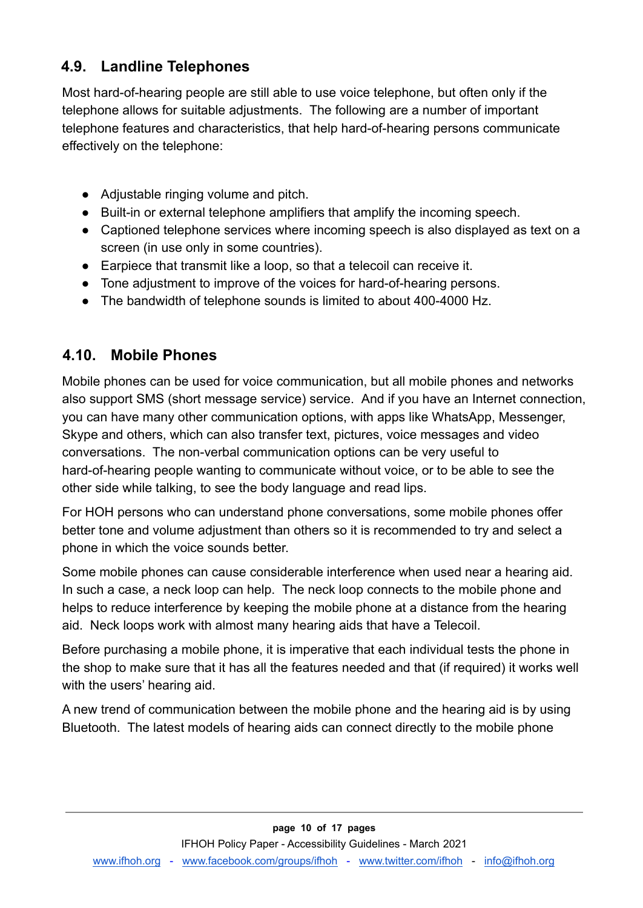## 4.9. Landline Telephones

Most hard-of-hearing people are still able to use voice telephone, but often only if the telephone allows for suitable adjustments. The following are a number of important telephone features and characteristics, that help hard-of-hearing persons communicate effectively on the telephone:

- Adjustable ringing volume and pitch.
- Built-in or external telephone amplifiers that amplify the incoming speech.
- Captioned telephone services where incoming speech is also displayed as text on a screen (in use only in some countries).
- Earpiece that transmit like a loop, so that a telecoil can receive it.
- Tone adjustment to improve of the voices for hard-of-hearing persons.
- The bandwidth of telephone sounds is limited to about 400-4000 Hz.

## 4.10. Mobile Phones

Mobile phones can be used for voice communication, but all mobile phones and networks also support SMS (short message service) service. And if you have an Internet connection, you can have many other communication options, with apps like WhatsApp, Messenger, Skype and others, which can also transfer text, pictures, voice messages and video conversations. The non-verbal communication options can be very useful to hard-of-hearing people wanting to communicate without voice, or to be able to see the other side while talking, to see the body language and read lips.

For HOH persons who can understand phone conversations, some mobile phones offer better tone and volume adjustment than others so it is recommended to try and select a phone in which the voice sounds better.

Some mobile phones can cause considerable interference when used near a hearing aid. In such a case, a neck loop can help. The neck loop connects to the mobile phone and helps to reduce interference by keeping the mobile phone at a distance from the hearing aid. Neck loops work with almost many hearing aids that have a Telecoil.

Before purchasing a mobile phone, it is imperative that each individual tests the phone in the shop to make sure that it has all the features needed and that (if required) it works well with the users' hearing aid.

A new trend of communication between the mobile phone and the hearing aid is by using Bluetooth. The latest models of hearing aids can connect directly to the mobile phone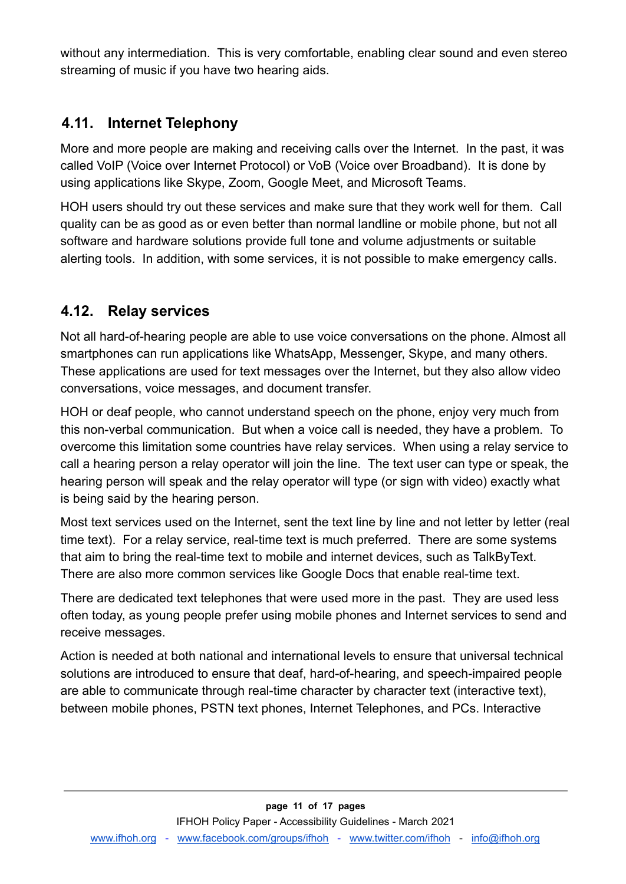without any intermediation. This is very comfortable, enabling clear sound and even stereo streaming of music if you have two hearing aids.

## 4.11. Internet Telephony

More and more people are making and receiving calls over the Internet. In the past, it was called VoIP (Voice over Internet Protocol) or VoB (Voice over Broadband). It is done by using applications like Skype, Zoom, Google Meet, and Microsoft Teams.

HOH users should try out these services and make sure that they work well for them. Call quality can be as good as or even better than normal landline or mobile phone, but not all software and hardware solutions provide full tone and volume adjustments or suitable alerting tools. In addition, with some services, it is not possible to make emergency calls.

## 4.12. Relay services

Not all hard-of-hearing people are able to use voice conversations on the phone. Almost all smartphones can run applications like WhatsApp, Messenger, Skype, and many others. These applications are used for text messages over the Internet, but they also allow video conversations, voice messages, and document transfer.

HOH or deaf people, who cannot understand speech on the phone, enjoy very much from this non-verbal communication. But when a voice call is needed, they have a problem. To overcome this limitation some countries have relay services. When using a relay service to call a hearing person a relay operator will join the line. The text user can type or speak, the hearing person will speak and the relay operator will type (or sign with video) exactly what is being said by the hearing person.

Most text services used on the Internet, sent the text line by line and not letter by letter (real time text). For a relay service, real-time text is much preferred. There are some systems that aim to bring the real-time text to mobile and internet devices, such as TalkByText. There are also more common services like Google Docs that enable real-time text.

There are dedicated text telephones that were used more in the past. They are used less often today, as young people prefer using mobile phones and Internet services to send and receive messages.

Action is needed at both national and international levels to ensure that universal technical solutions are introduced to ensure that deaf, hard-of-hearing, and speech-impaired people are able to communicate through real-time character by character text (interactive text), between mobile phones, PSTN text phones, Internet Telephones, and PCs. Interactive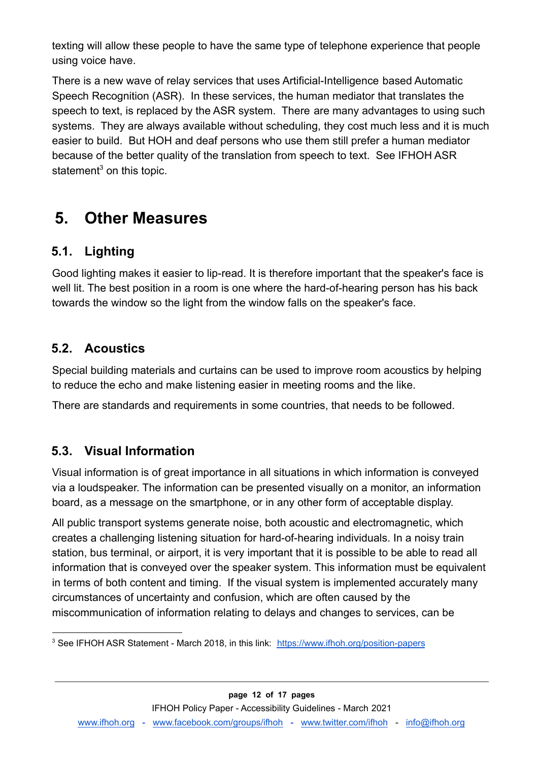texting will allow these people to have the same type of telephone experience that people using voice have.

There is a new wave of relay services that uses Artificial-Intelligence based Automatic Speech Recognition (ASR). In these services, the human mediator that translates the speech to text, is replaced by the ASR system. There are many advantages to using such systems. They are always available without scheduling, they cost much less and it is much easier to build. But HOH and deaf persons who use them still prefer a human mediator because of the better quality of the translation from speech to text. See IFHOH ASR statement[3] on this topic.

# 5. Other Measures

## 5.1. Lighting

Good lighting makes it easier to lip-read. It is therefore important that the speaker's face is well lit. The best position in a room is one where the hard-of-hearing person has his back towards the window so the light from the window falls on the speaker's face.

## 5.2. Acoustics

Special building materials and curtains can be used to improve room acoustics by helping to reduce the echo and make listening easier in meeting rooms and the like.

There are standards and requirements in some countries, that needs to be followed.

## 5.3. Visual Information

Visual information is of great importance in all situations in which information is conveyed via a loudspeaker. The information can be presented visually on a monitor, an information board, as a message on the smartphone, or in any other form of acceptable display.

All public transport systems generate noise, both acoustic and electromagnetic, which creates a challenging listening situation for hard-of-hearing individuals. In a noisy train station, bus terminal, or airport, it is very important that it is possible to be able to read all information that is conveyed over the speaker system. This information must be equivalent in terms of both content and timing. If the visual system is implemented accurately many circumstances of uncertainty and confusion, which are often caused by the miscommunication of information relating to delays and changes to services, can be

---

[3] See IFHOH ASR Statement - March 2018, in this link: https://www.ifhoh.org/position-papers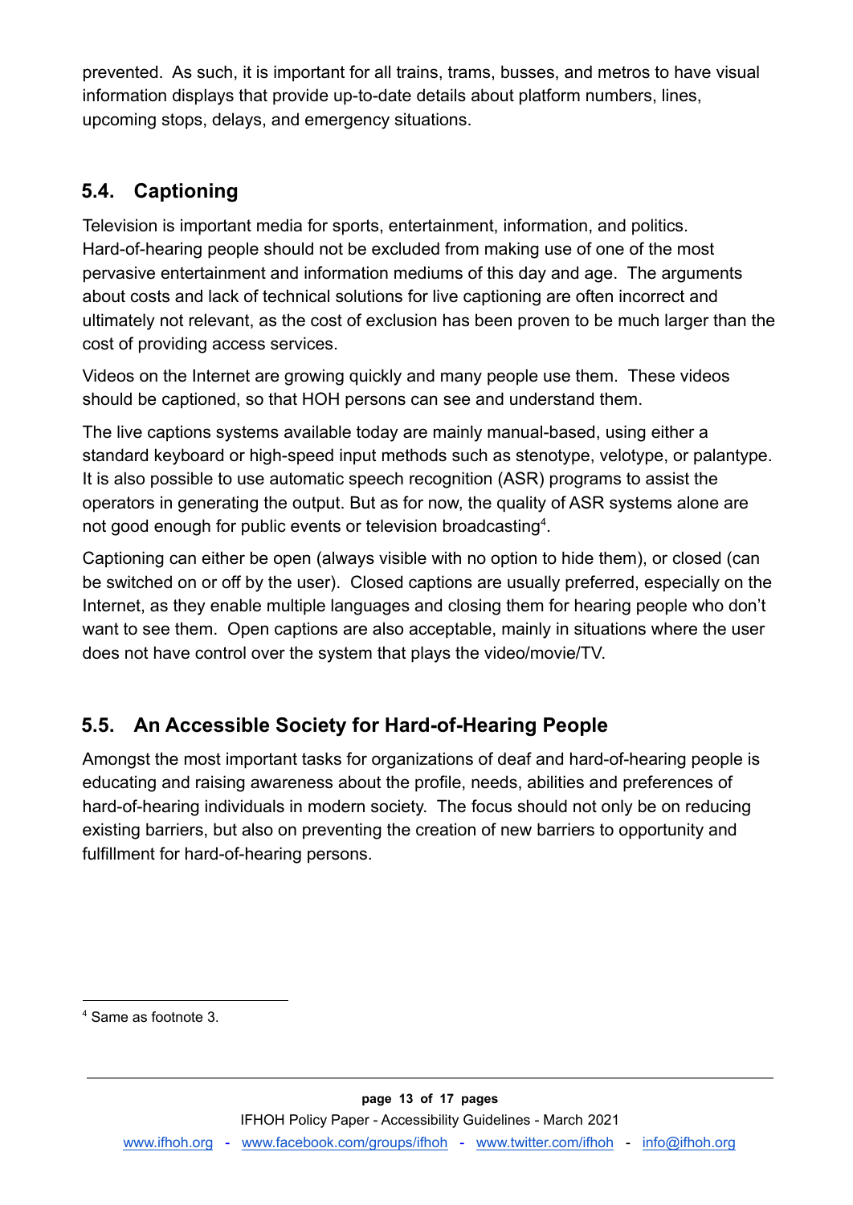prevented. As such, it is important for all trains, trams, busses, and metros to have visual information displays that provide up-to-date details about platform numbers, lines, upcoming stops, delays, and emergency situations.

## 5.4. Captioning

Television is important media for sports, entertainment, information, and politics. Hard-of-hearing people should not be excluded from making use of one of the most pervasive entertainment and information mediums of this day and age. The arguments about costs and lack of technical solutions for live captioning are often incorrect and ultimately not relevant, as the cost of exclusion has been proven to be much larger than the cost of providing access services.

Videos on the Internet are growing quickly and many people use them. These videos should be captioned, so that HOH persons can see and understand them.

The live captions systems available today are mainly manual-based, using either a standard keyboard or high-speed input methods such as stenotype, velotype, or palantype. It is also possible to use automatic speech recognition (ASR) programs to assist the operators in generating the output. But as for now, the quality of ASR systems alone are not good enough for public events or television broadcasting[4].

Captioning can either be open (always visible with no option to hide them), or closed (can be switched on or off by the user). Closed captions are usually preferred, especially on the Internet, as they enable multiple languages and closing them for hearing people who don't want to see them. Open captions are also acceptable, mainly in situations where the user does not have control over the system that plays the video/movie/TV.

## 5.5. An Accessible Society for Hard-of-Hearing People

Amongst the most important tasks for organizations of deaf and hard-of-hearing people is educating and raising awareness about the profile, needs, abilities and preferences of hard-of-hearing individuals in modern society. The focus should not only be on reducing existing barriers, but also on preventing the creation of new barriers to opportunity and fulfillment for hard-of-hearing persons.

---

[4] Same as footnote 3.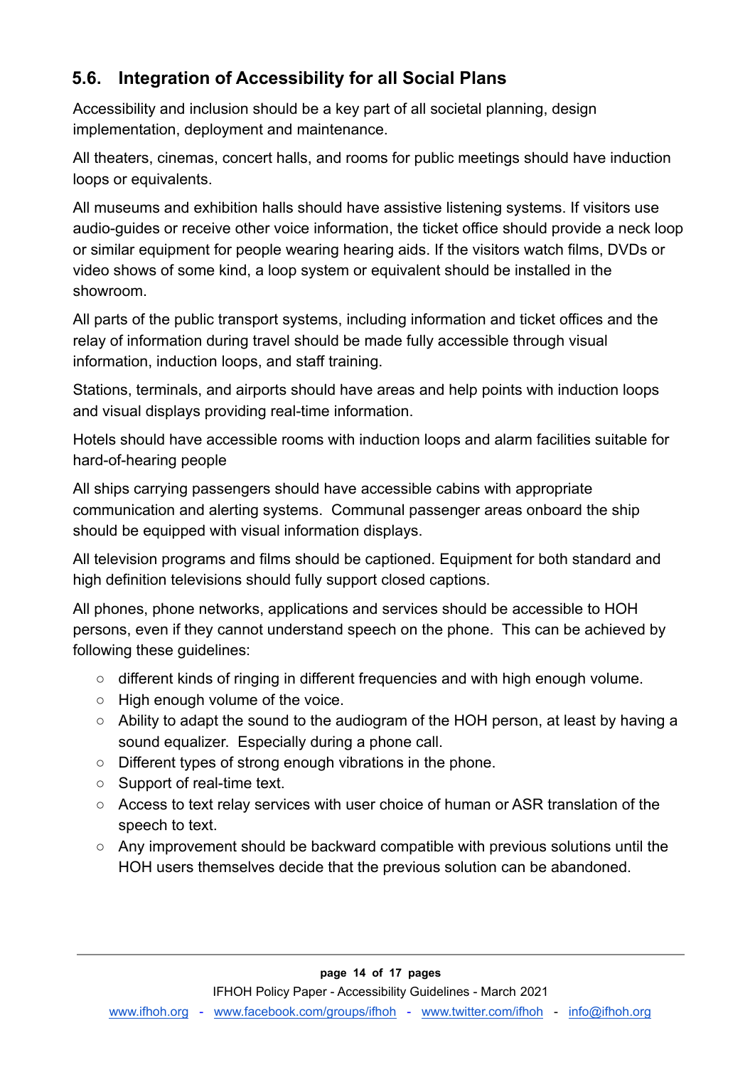## 5.6. Integration of Accessibility for all Social Plans

Accessibility and inclusion should be a key part of all societal planning, design implementation, deployment and maintenance.

All theaters, cinemas, concert halls, and rooms for public meetings should have induction loops or equivalents.

All museums and exhibition halls should have assistive listening systems. If visitors use audio-guides or receive other voice information, the ticket office should provide a neck loop or similar equipment for people wearing hearing aids. If the visitors watch films, DVDs or video shows of some kind, a loop system or equivalent should be installed in the showroom.

All parts of the public transport systems, including information and ticket offices and the relay of information during travel should be made fully accessible through visual information, induction loops, and staff training.

Stations, terminals, and airports should have areas and help points with induction loops and visual displays providing real-time information.

Hotels should have accessible rooms with induction loops and alarm facilities suitable for hard-of-hearing people

All ships carrying passengers should have accessible cabins with appropriate communication and alerting systems. Communal passenger areas onboard the ship should be equipped with visual information displays.

All television programs and films should be captioned. Equipment for both standard and high definition televisions should fully support closed captions.

All phones, phone networks, applications and services should be accessible to HOH persons, even if they cannot understand speech on the phone. This can be achieved by following these guidelines:

- different kinds of ringing in different frequencies and with high enough volume.
- High enough volume of the voice.
- Ability to adapt the sound to the audiogram of the HOH person, at least by having a sound equalizer. Especially during a phone call.
- Different types of strong enough vibrations in the phone.
- Support of real-time text.
- Access to text relay services with user choice of human or ASR translation of the speech to text.
- Any improvement should be backward compatible with previous solutions until the HOH users themselves decide that the previous solution can be abandoned.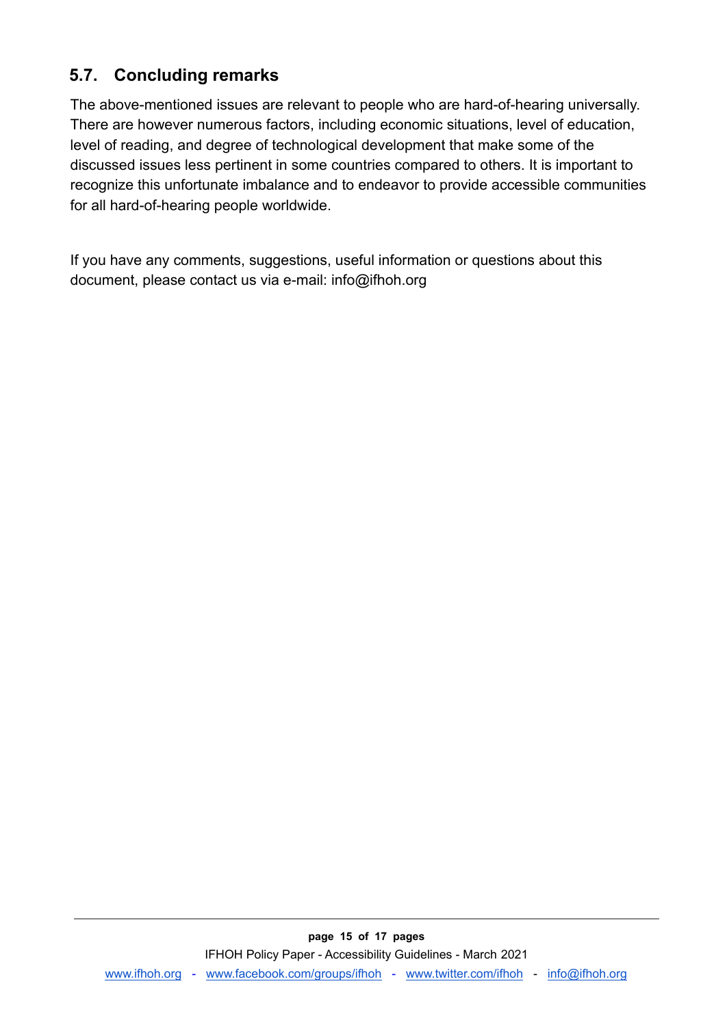## 5.7. Concluding remarks

The above-mentioned issues are relevant to people who are hard-of-hearing universally. There are however numerous factors, including economic situations, level of education, level of reading, and degree of technological development that make some of the discussed issues less pertinent in some countries compared to others. It is important to recognize this unfortunate imbalance and to endeavor to provide accessible communities for all hard-of-hearing people worldwide.

If you have any comments, suggestions, useful information or questions about this document, please contact us via e-mail: info@ifhoh.org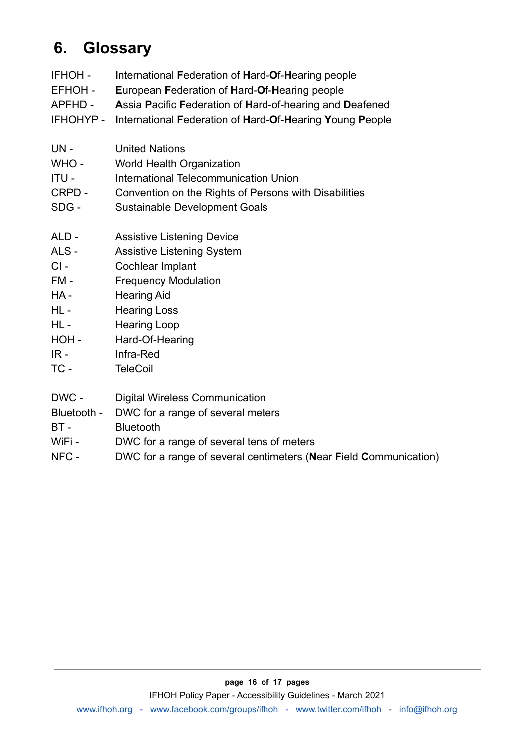## 6. Glossary

IFHOH - **I**nternational **F**ederation of **H**ard-**O**f-**H**earing people
EFHOH - **E**uropean **F**ederation of **H**ard-**O**f-**H**earing people
APFHD - **A**ssia **P**acific **F**ederation of **H**ard-of-hearing and **D**eafened
IFHOHYP - **I**nternational **F**ederation of **H**ard-**O**f-**H**earing **Y**oung **P**eople

UN - United Nations
WHO - World Health Organization
ITU - International Telecommunication Union
CRPD - Convention on the Rights of Persons with Disabilities
SDG - Sustainable Development Goals

ALD - Assistive Listening Device
ALS - Assistive Listening System
CI - Cochlear Implant
FM - Frequency Modulation
HA - Hearing Aid
HL - Hearing Loss
HL - Hearing Loop
HOH - Hard-Of-Hearing
IR - Infra-Red
TC - TeleCoil

DWC - Digital Wireless Communication
Bluetooth - DWC for a range of several meters
BT - Bluetooth
WiFi - DWC for a range of several tens of meters
NFC - DWC for a range of several centimeters (**N**ear **F**ield **C**ommunication)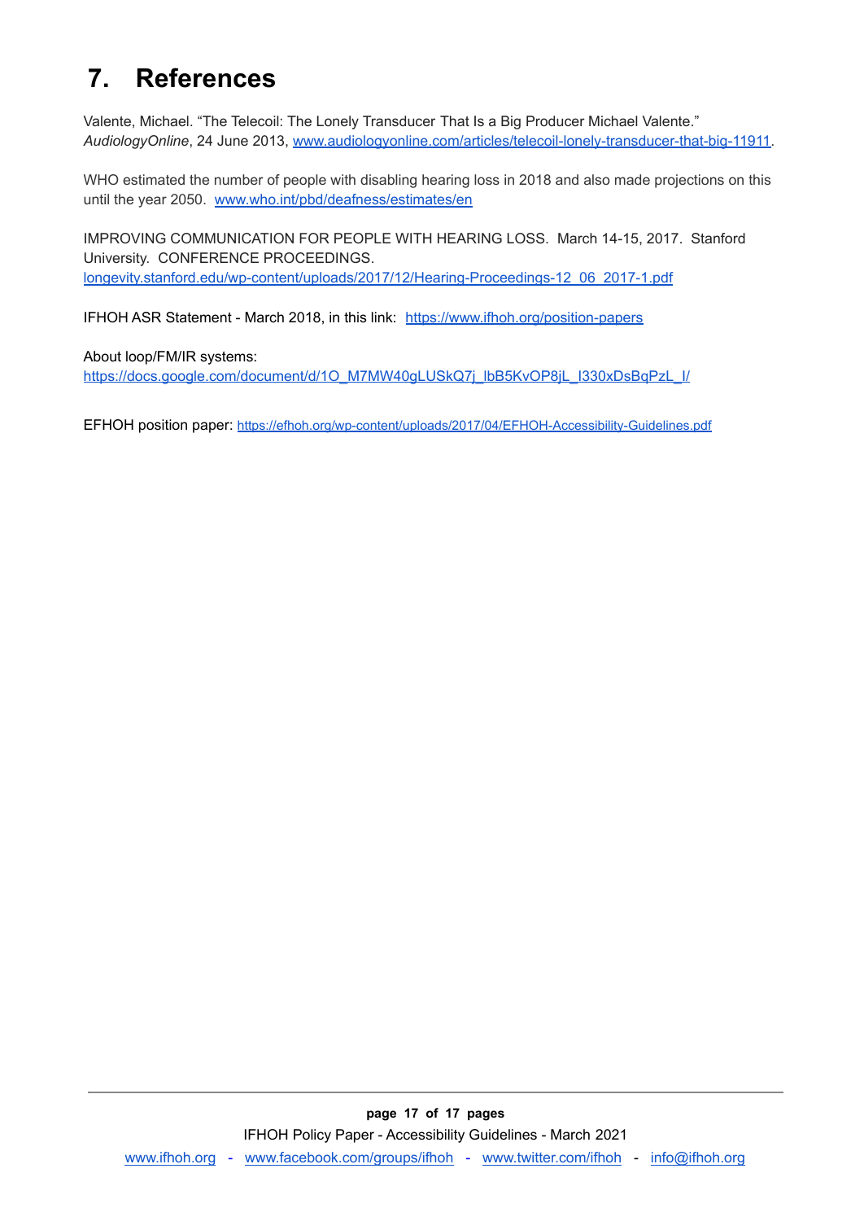# 7. References

Valente, Michael. "The Telecoil: The Lonely Transducer That Is a Big Producer Michael Valente." *AudiologyOnline*, 24 June 2013, www.audiologyonline.com/articles/telecoil-lonely-transducer-that-big-11911.

WHO estimated the number of people with disabling hearing loss in 2018 and also made projections on this until the year 2050. www.who.int/pbd/deafness/estimates/en

IMPROVING COMMUNICATION FOR PEOPLE WITH HEARING LOSS. March 14-15, 2017. Stanford University. CONFERENCE PROCEEDINGS. longevity.stanford.edu/wp-content/uploads/2017/12/Hearing-Proceedings-12_06_2017-1.pdf

IFHOH ASR Statement - March 2018, in this link: https://www.ifhoh.org/position-papers

About loop/FM/IR systems:
https://docs.google.com/document/d/1O_M7MW40gLUSkQ7j_lbB5KvOP8jL_I330xDsBqPzL_I/

EFHOH position paper: https://efhoh.org/wp-content/uploads/2017/04/EFHOH-Accessibility-Guidelines.pdf